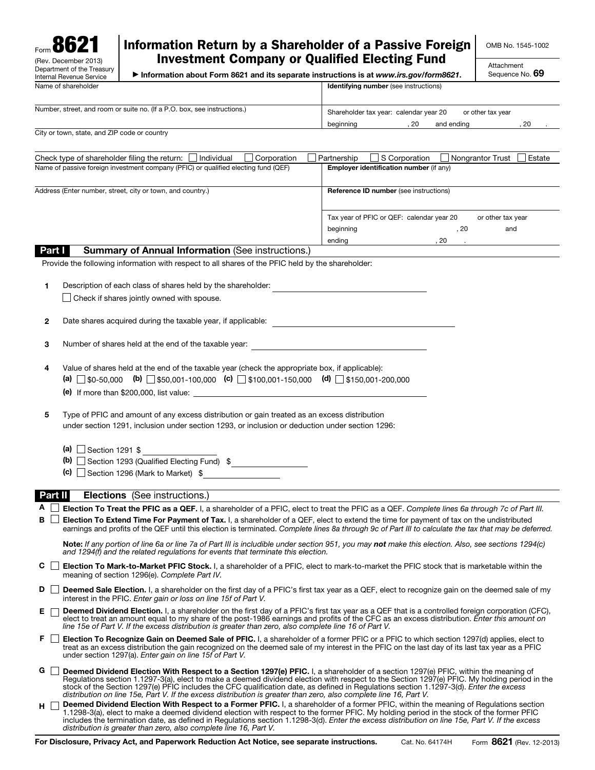Form **8621**
(Rev. December 2013)
Department of the Treasury
Internal Revenue Service

# Information Return by a Shareholder of a Passive Foreign Investment Company or Qualified Electing Fund

▶ **Information about Form 8621 and its separate instructions is at *www.irs.gov/form8621*.**

OMB No. 1545-1002

Attachment Sequence No. **69**

| | |
|---|---|
| Name of shareholder | **Identifying number** (see instructions) |
| Number, street, and room or suite no. (If a P.O. box, see instructions.) | Shareholder tax year: calendar year 20 &nbsp;&nbsp; or other tax year beginning &nbsp;&nbsp;&nbsp;&nbsp; , 20 &nbsp;&nbsp; and ending &nbsp;&nbsp;&nbsp;&nbsp; , 20 &nbsp;&nbsp; . |
| City or town, state, and ZIP code or country | |

Check type of shareholder filing the return: ☐ Individual ☐ Corporation ☐ Partnership ☐ S Corporation ☐ Nongrantor Trust ☐ Estate

| | |
|---|---|
| Name of passive foreign investment company (PFIC) or qualified electing fund (QEF) | **Employer identification number** (if any) |
| Address (Enter number, street, city or town, and country.) | **Reference ID number** (see instructions) |
| | Tax year of PFIC or QEF: calendar year 20 &nbsp;&nbsp; or other tax year beginning &nbsp;&nbsp;&nbsp;&nbsp; , 20 &nbsp;&nbsp; and ending &nbsp;&nbsp;&nbsp;&nbsp; , 20 &nbsp;&nbsp; . |

## Part I — Summary of Annual Information (See instructions.)

Provide the following information with respect to all shares of the PFIC held by the shareholder:

**1** Description of each class of shares held by the shareholder: ____________________

☐ Check if shares jointly owned with spouse.

**2** Date shares acquired during the taxable year, if applicable: ____________________

**3** Number of shares held at the end of the taxable year: ____________________

**4** Value of shares held at the end of the taxable year (check the appropriate box, if applicable):

**(a)** ☐ $0-50,000 **(b)** ☐ $50,001-100,000 **(c)** ☐ $100,001-150,000 **(d)** ☐ $150,001-200,000

**(e)** If more than $200,000, list value: ____________________

**5** Type of PFIC and amount of any excess distribution or gain treated as an excess distribution under section 1291, inclusion under section 1293, or inclusion or deduction under section 1296:

**(a)** ☐ Section 1291 $ ____________

**(b)** ☐ Section 1293 (Qualified Electing Fund) $ ____________

**(c)** ☐ Section 1296 (Mark to Market) $ ____________

## Part II — Elections (See instructions.)

**A** ☐ **Election To Treat the PFIC as a QEF.** I, a shareholder of a PFIC, elect to treat the PFIC as a QEF. *Complete lines 6a through 7c of Part III.*

**B** ☐ **Election To Extend Time For Payment of Tax.** I, a shareholder of a QEF, elect to extend the time for payment of tax on the undistributed earnings and profits of the QEF until this election is terminated. *Complete lines 8a through 9c of Part III to calculate the tax that may be deferred.*

**Note:** *If any portion of line 6a or line 7a of Part III is includible under section 951, you may* ***not*** *make this election. Also, see sections 1294(c) and 1294(f) and the related regulations for events that terminate this election.*

**C** ☐ **Election To Mark-to-Market PFIC Stock.** I, a shareholder of a PFIC, elect to mark-to-market the PFIC stock that is marketable within the meaning of section 1296(e). *Complete Part IV.*

**D** ☐ **Deemed Sale Election.** I, a shareholder on the first day of a PFIC's first tax year as a QEF, elect to recognize gain on the deemed sale of my interest in the PFIC. *Enter gain or loss on line 15f of Part V.*

**E** ☐ **Deemed Dividend Election.** I, a shareholder on the first day of a PFIC's first tax year as a QEF that is a controlled foreign corporation (CFC), elect to treat an amount equal to my share of the post-1986 earnings and profits of the CFC as an excess distribution. *Enter this amount on line 15e of Part V. If the excess distribution is greater than zero, also complete line 16 of Part V.*

**F** ☐ **Election To Recognize Gain on Deemed Sale of PFIC.** I, a shareholder of a former PFIC or a PFIC to which section 1297(d) applies, elect to treat as an excess distribution the gain recognized on the deemed sale of my interest in the PFIC on the last day of its last tax year as a PFIC under section 1297(a). *Enter gain on line 15f of Part V.*

**G** ☐ **Deemed Dividend Election With Respect to a Section 1297(e) PFIC.** I, a shareholder of a section 1297(e) PFIC, within the meaning of Regulations section 1.1297-3(a), elect to make a deemed dividend election with respect to the Section 1297(e) PFIC. My holding period in the stock of the Section 1297(e) PFIC includes the CFC qualification date, as defined in Regulations section 1.1297-3(d). *Enter the excess distribution on line 15e, Part V. If the excess distribution is greater than zero, also complete line 16, Part V.*

**H** ☐ **Deemed Dividend Election With Respect to a Former PFIC.** I, a shareholder of a former PFIC, within the meaning of Regulations section 1.1298-3(a), elect to make a deemed dividend election with respect to the former PFIC. My holding period in the stock of the former PFIC includes the termination date, as defined in Regulations section 1.1298-3(d). *Enter the excess distribution on line 15e, Part V. If the excess distribution is greater than zero, also complete line 16, Part V.*

**For Disclosure, Privacy Act, and Paperwork Reduction Act Notice, see separate instructions.** Cat. No. 64174H Form **8621** (Rev. 12-2013)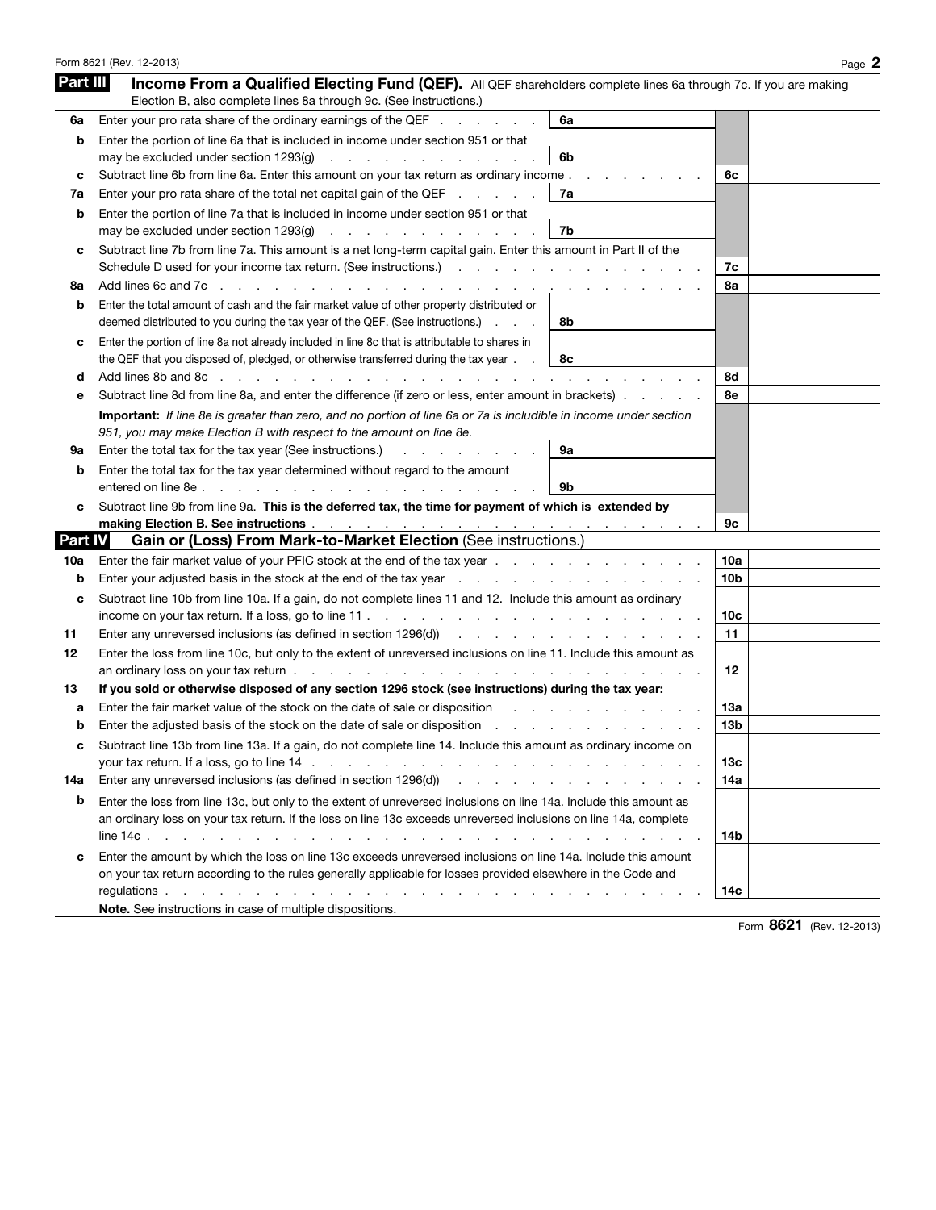## Part III Income From a Qualified Electing Fund (QEF).

All QEF shareholders complete lines 6a through 7c. If you are making Election B, also complete lines 8a through 9c. (See instructions.)

| Line | Description | | Box | Line | Amount |
|---|---|---|---|---|---|
| 6a | Enter your pro rata share of the ordinary earnings of the QEF | 6a | | | |
| b | Enter the portion of line 6a that is included in income under section 951 or that may be excluded under section 1293(g) | 6b | | | |
| c | Subtract line 6b from line 6a. Enter this amount on your tax return as ordinary income | | | 6c | |
| 7a | Enter your pro rata share of the total net capital gain of the QEF | 7a | | | |
| b | Enter the portion of line 7a that is included in income under section 951 or that may be excluded under section 1293(g) | 7b | | | |
| c | Subtract line 7b from line 7a. This amount is a net long-term capital gain. Enter this amount in Part II of the Schedule D used for your income tax return. (See instructions.) | | | 7c | |
| 8a | Add lines 6c and 7c | | | 8a | |
| b | Enter the total amount of cash and the fair market value of other property distributed or deemed distributed to you during the tax year of the QEF. (See instructions.) | 8b | | | |
| c | Enter the portion of line 8a not already included in line 8c that is attributable to shares in the QEF that you disposed of, pledged, or otherwise transferred during the tax year | 8c | | | |
| d | Add lines 8b and 8c | | | 8d | |
| e | Subtract line 8d from line 8a, and enter the difference (if zero or less, enter amount in brackets) | | | 8e | |

**Important:** *If line 8e is greater than zero, and no portion of line 6a or 7a is includible in income under section 951, you may make Election B with respect to the amount on line 8e.*

| Line | Description | | Box | Line | Amount |
|---|---|---|---|---|---|
| 9a | Enter the total tax for the tax year (See instructions.) | 9a | | | |
| b | Enter the total tax for the tax year determined without regard to the amount entered on line 8e | 9b | | | |
| c | Subtract line 9b from line 9a. **This is the deferred tax, the time for payment of which is extended by making Election B. See instructions** | | | 9c | |

## Part IV Gain or (Loss) From Mark-to-Market Election (See instructions.)

| Line | Description | Line | Amount |
|---|---|---|---|
| 10a | Enter the fair market value of your PFIC stock at the end of the tax year | 10a | |
| b | Enter your adjusted basis in the stock at the end of the tax year | 10b | |
| c | Subtract line 10b from line 10a. If a gain, do not complete lines 11 and 12. Include this amount as ordinary income on your tax return. If a loss, go to line 11 | 10c | |
| 11 | Enter any unreversed inclusions (as defined in section 1296(d)) | 11 | |
| 12 | Enter the loss from line 10c, but only to the extent of unreversed inclusions on line 11. Include this amount as an ordinary loss on your tax return | 12 | |
| 13 | **If you sold or otherwise disposed of any section 1296 stock (see instructions) during the tax year:** | | |
| a | Enter the fair market value of the stock on the date of sale or disposition | 13a | |
| b | Enter the adjusted basis of the stock on the date of sale or disposition | 13b | |
| c | Subtract line 13b from line 13a. If a gain, do not complete line 14. Include this amount as ordinary income on your tax return. If a loss, go to line 14 | 13c | |
| 14a | Enter any unreversed inclusions (as defined in section 1296(d)) | 14a | |
| b | Enter the loss from line 13c, but only to the extent of unreversed inclusions on line 14a. Include this amount as an ordinary loss on your tax return. If the loss on line 13c exceeds unreversed inclusions on line 14a, complete line 14c | 14b | |
| c | Enter the amount by which the loss on line 13c exceeds unreversed inclusions on line 14a. Include this amount on your tax return according to the rules generally applicable for losses provided elsewhere in the Code and regulations | 14c | |

**Note.** See instructions in case of multiple dispositions.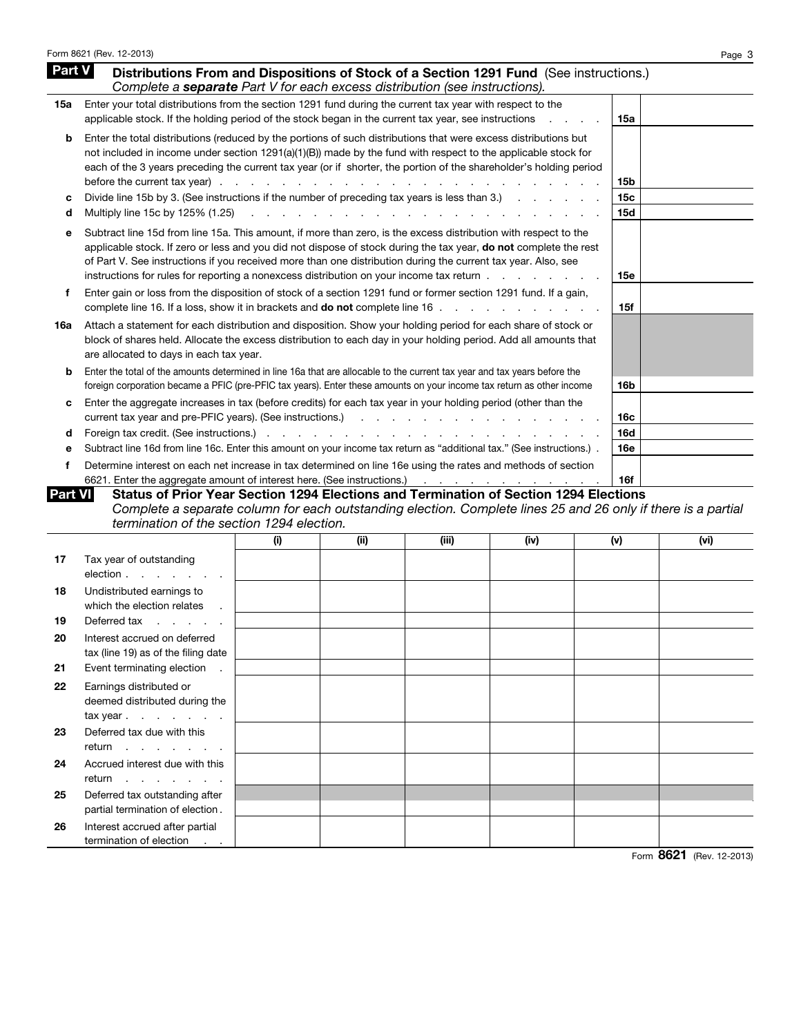## Part V Distributions From and Dispositions of Stock of a Section 1291 Fund (See instructions.)

*Complete a **separate** Part V for each excess distribution (see instructions).*

| | | | |
|---|---|---|---|
| **15a** | Enter your total distributions from the section 1291 fund during the current tax year with respect to the applicable stock. If the holding period of the stock began in the current tax year, see instructions | **15a** | |
| **b** | Enter the total distributions (reduced by the portions of such distributions that were excess distributions but not included in income under section 1291(a)(1)(B)) made by the fund with respect to the applicable stock for each of the 3 years preceding the current tax year (or if shorter, the portion of the shareholder's holding period before the current tax year) | **15b** | |
| **c** | Divide line 15b by 3. (See instructions if the number of preceding tax years is less than 3.) | **15c** | |
| **d** | Multiply line 15c by 125% (1.25) | **15d** | |
| **e** | Subtract line 15d from line 15a. This amount, if more than zero, is the excess distribution with respect to the applicable stock. If zero or less and you did not dispose of stock during the tax year, **do not** complete the rest of Part V. See instructions if you received more than one distribution during the current tax year. Also, see instructions for rules for reporting a nonexcess distribution on your income tax return | **15e** | |
| **f** | Enter gain or loss from the disposition of stock of a section 1291 fund or former section 1291 fund. If a gain, complete line 16. If a loss, show it in brackets and **do not** complete line 16 | **15f** | |
| **16a** | Attach a statement for each distribution and disposition. Show your holding period for each share of stock or block of shares held. Allocate the excess distribution to each day in your holding period. Add all amounts that are allocated to days in each tax year. | | |
| **b** | Enter the total of the amounts determined in line 16a that are allocable to the current tax year and tax years before the foreign corporation became a PFIC (pre-PFIC tax years). Enter these amounts on your income tax return as other income | **16b** | |
| **c** | Enter the aggregate increases in tax (before credits) for each tax year in your holding period (other than the current tax year and pre-PFIC years). (See instructions.) | **16c** | |
| **d** | Foreign tax credit. (See instructions.) | **16d** | |
| **e** | Subtract line 16d from line 16c. Enter this amount on your income tax return as "additional tax." (See instructions.) | **16e** | |
| **f** | Determine interest on each net increase in tax determined on line 16e using the rates and methods of section 6621. Enter the aggregate amount of interest here. (See instructions.) | **16f** | |

## Part VI Status of Prior Year Section 1294 Elections and Termination of Section 1294 Elections

*Complete a separate column for each outstanding election. Complete lines 25 and 26 only if there is a partial termination of the section 1294 election.*

| | | (i) | (ii) | (iii) | (iv) | (v) | (vi) |
|---|---|---|---|---|---|---|---|
| **17** | Tax year of outstanding election | | | | | | |
| **18** | Undistributed earnings to which the election relates | | | | | | |
| **19** | Deferred tax | | | | | | |
| **20** | Interest accrued on deferred tax (line 19) as of the filing date | | | | | | |
| **21** | Event terminating election | | | | | | |
| **22** | Earnings distributed or deemed distributed during the tax year | | | | | | |
| **23** | Deferred tax due with this return | | | | | | |
| **24** | Accrued interest due with this return | | | | | | |
| **25** | Deferred tax outstanding after partial termination of election | | | | | | |
| **26** | Interest accrued after partial termination of election | | | | | | |

Form **8621** (Rev. 12-2013)